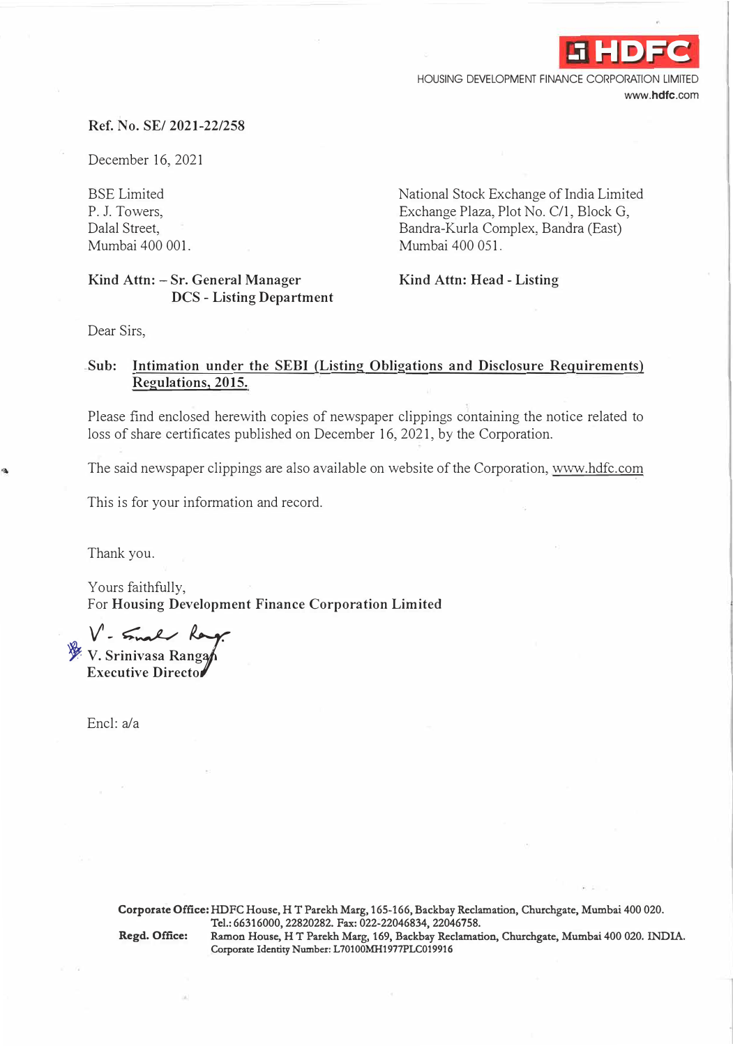HDFC

HOUSING DEVELOPMENT FINANCE CORPORATION LIMITED
www.hdfc.com

**Ref. No. SE/ 2021-22/258**

December 16, 2021

BSE Limited
P. J. Towers,
Dalal Street,
Mumbai 400 001.

**Kind Attn: – Sr. General Manager**
**DCS - Listing Department**

National Stock Exchange of India Limited
Exchange Plaza, Plot No. C/1, Block G,
Bandra-Kurla Complex, Bandra (East)
Mumbai 400 051.

**Kind Attn: Head - Listing**

Dear Sirs,

**Sub: Intimation under the SEBI (Listing Obligations and Disclosure Requirements) Regulations, 2015.**

Please find enclosed herewith copies of newspaper clippings containing the notice related to loss of share certificates published on December 16, 2021, by the Corporation.

The said newspaper clippings are also available on website of the Corporation, www.hdfc.com

This is for your information and record.

Thank you.

Yours faithfully,
For **Housing Development Finance Corporation Limited**

**V. Srinivasa Rangan**
**Executive Director**

Encl: a/a

**Corporate Office:** HDFC House, H T Parekh Marg, 165-166, Backbay Reclamation, Churchgate, Mumbai 400 020.
Tel.: 66316000, 22820282. Fax: 022-22046834, 22046758.
**Regd. Office:** Ramon House, H T Parekh Marg, 169, Backbay Reclamation, Churchgate, Mumbai 400 020. INDIA.
Corporate Identity Number: L70100MH1977PLC019916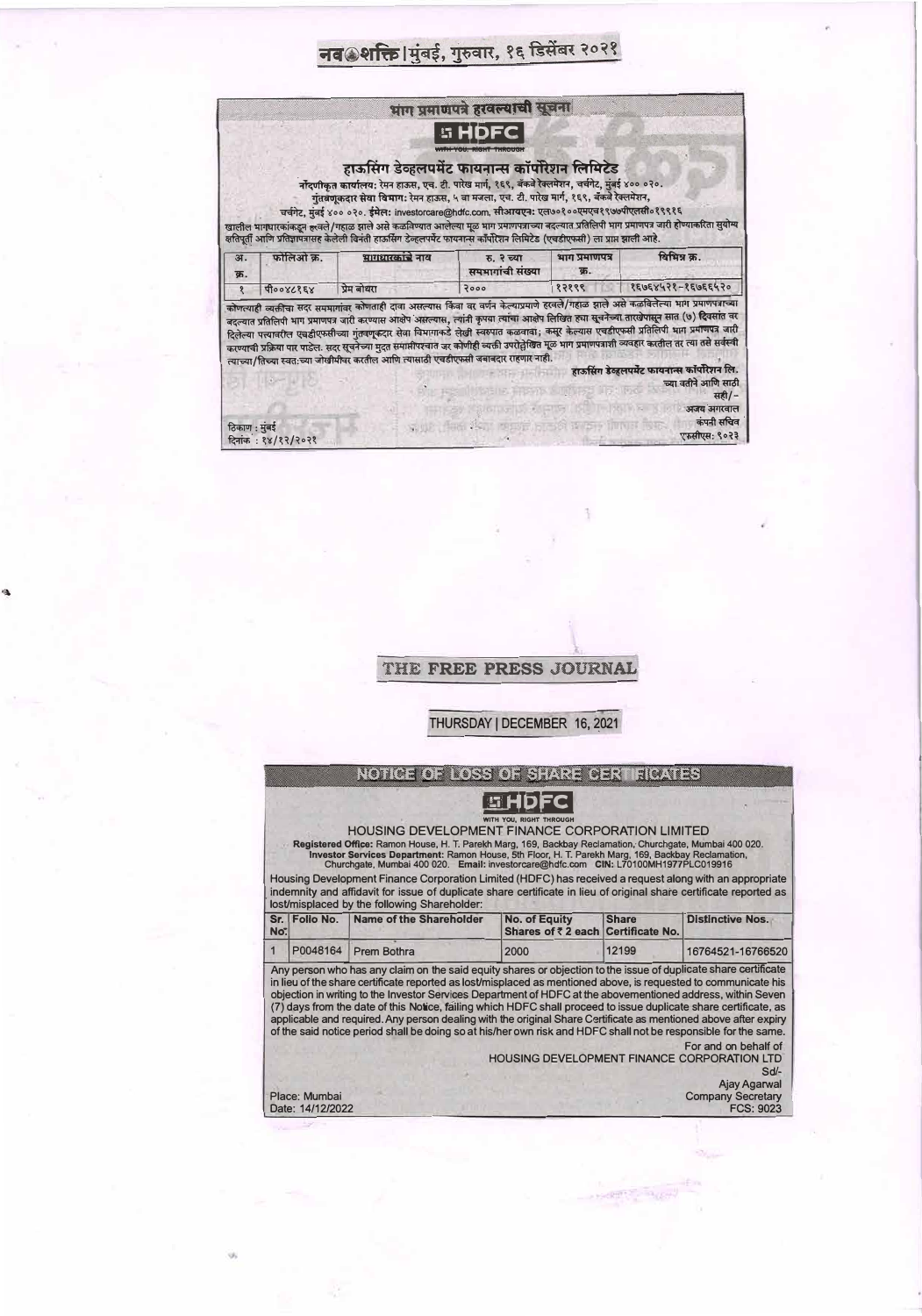# नवशक्ति | मुंबई, गुरुवार, १६ डिसेंबर २०२१

## भाग प्रमाणपत्रे हरवल्याची सूचना

**HDFC**

WITH YOU, RIGHT THROUGH

### हाऊसिंग डेव्हलपमेंट फायनान्स कॉर्पोरेशन लिमिटेड

नोंदणीकृत कार्यालय: रेमन हाऊस, एच. टी. पारेख मार्ग, १६९, बॅकबे रेक्लमेशन, चर्चगेट, मुंबई ४०० ०२०.
गुंतवणूकदार सेवा विभाग: रेमन हाऊस, ५ वा मजला, एच. टी. पारेख मार्ग, १६९, बॅकबे रेक्लमेशन,
चर्चगेट, मुंबई ४०० ०२०. ईमेल: investorcare@hdfc.com. सीआयएन: एल७०१००एमएच१९७७पीएलसी०१९९१६

खालील भागधारकांकडून हरवले/गहाळ झाले असे कळविण्यात आलेल्या मूळ भाग प्रमाणपत्राच्या बदल्यात प्रतिलिपी भाग प्रमाणपत्र जारी होण्याकरिता सुयोग्य क्षतिपूर्ती आणि प्रतिज्ञापत्रासह केलेली विनंती हाऊसिंग डेव्हलपमेंट फायनान्स कॉर्पोरेशन लिमिटेड (एचडीएफसी) ला प्राप्त झाली आहे.

| अ. क्र. | फोलिओ क्र. | भागधारकांचे नाव | रु. २ च्या समभागांची संख्या | भाग प्रमाणपत्र क्र. | विभिन्न क्र. |
|---|---|---|---|---|---|
| १ | पी००४८१६४ | प्रेम बोथरा | २००० | १२१९९ | १६७६४५२१-१६७६६५२० |

कोणत्याही व्यक्तीचा सदर समभागांवर कोणताही दावा असल्यास किंवा वर वर्णन केल्याप्रमाणे हरवले/गहाळ झाले असे कळविलेल्या भाग प्रमाणपत्राच्या बदल्यात प्रतिलिपी भाग प्रमाणपत्र जारी करण्यास आक्षेप असल्यास, त्यांनी कृपया त्यांचा आक्षेप लिखित ह्या सूचनेच्या तारखेपासून सात (७) दिवसांत वर दिलेल्या पत्त्यावरील एचडीएफसीच्या गुंतवणूकदार सेवा विभागाकडे लेखी स्वरुपात कळवावा; कसूर केल्यास एचडीएफसी प्रतिलिपी भाग प्रमाणपत्र जारी करण्याची प्रक्रिया पार पाडेल. सदर सूचनेच्या मुदत समाप्तीपश्चात जर कोणीही व्यक्ती उपरोल्लेखित मूळ भाग प्रमाणपत्राशी व्यवहार करतील तर त्या तसे सर्वस्वी त्यांच्या/तिच्या स्वत:च्या जोखीमीवर करतील आणि त्यासाठी एचडीएफसी जबाबदार राहणार नाही.

हाऊसिंग डेव्हलपमेंट फायनान्स कॉर्पोरेशन लि.
च्या वतीने आणि साठी
सही/-
अजय अगरवाल
कंपनी सचिव
एफसीएस: ९०२३

ठिकाण : मुंबई
दिनांक : १४/१२/२०२१

# THE FREE PRESS JOURNAL

THURSDAY | DECEMBER 16, 2021

## NOTICE OF LOSS OF SHARE CERTIFICATES

**HDFC**

WITH YOU, RIGHT THROUGH

### HOUSING DEVELOPMENT FINANCE CORPORATION LIMITED

**Registered Office:** Ramon House, H. T. Parekh Marg, 169, Backbay Reclamation, Churchgate, Mumbai 400 020.
**Investor Services Department:** Ramon House, 5th Floor, H. T. Parekh Marg, 169, Backbay Reclamation, Churchgate, Mumbai 400 020. **Email:** investorcare@hdfc.com **CIN:** L70100MH1977PLC019916

Housing Development Finance Corporation Limited (HDFC) has received a request along with an appropriate indemnity and affidavit for issue of duplicate share certificate in lieu of original share certificate reported as lost/misplaced by the following Shareholder:

| Sr. No. | Folio No. | Name of the Shareholder | No. of Equity Shares of ₹ 2 each | Share Certificate No. | Distinctive Nos. |
|---|---|---|---|---|---|
| 1 | P0048164 | Prem Bothra | 2000 | 12199 | 16764521-16766520 |

Any person who has any claim on the said equity shares or objection to the issue of duplicate share certificate in lieu of the share certificate reported as lost/misplaced as mentioned above, is requested to communicate his objection in writing to the Investor Services Department of HDFC at the abovementioned address, within Seven (7) days from the date of this Notice, failing which HDFC shall proceed to issue duplicate share certificate, as applicable and required. Any person dealing with the original Share Certificate as mentioned above after expiry of the said notice period shall be doing so at his/her own risk and HDFC shall not be responsible for the same.

For and on behalf of
HOUSING DEVELOPMENT FINANCE CORPORATION LTD
Sd/-
Ajay Agarwal
Company Secretary
FCS: 9023

Place: Mumbai
Date: 14/12/2022